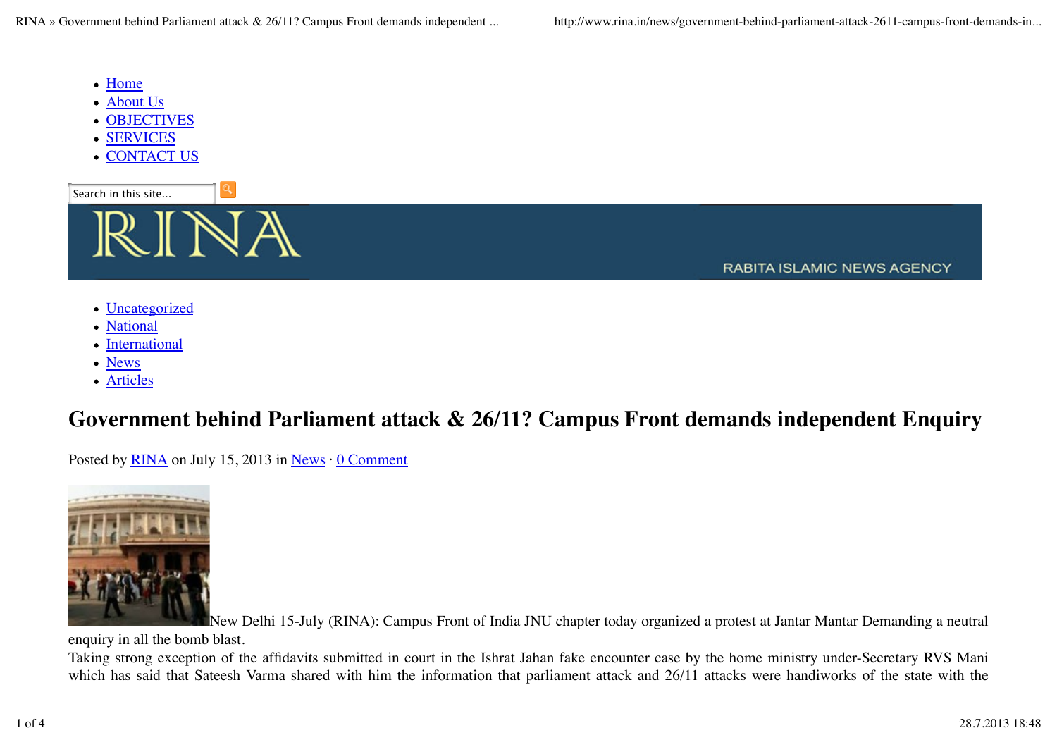- Home
- About Us
- OBJECTIVES
- SERVICES
- CONTACT US

Search in this site...

RINA

RABITA ISLAMIC NEWS AGENCY

- Uncategorized
- National
- International
- News
- Articles

# Government behind Parliament attack & 26/11? Campus Front demands independent Enquiry

Posted by RINA on July 15, 2013 in News · 0 Comment

New Delhi 15-July (RINA): Campus Front of India JNU chapter today organized a protest at Jantar Mantar Demanding a neutral enquiry in all the bomb blast.

Taking strong exception of the affidavits submitted in court in the Ishrat Jahan fake encounter case by the home ministry under-Secretary RVS Mani which has said that Sateesh Varma shared with him the information that parliament attack and 26/11 attacks were handiworks of the state with the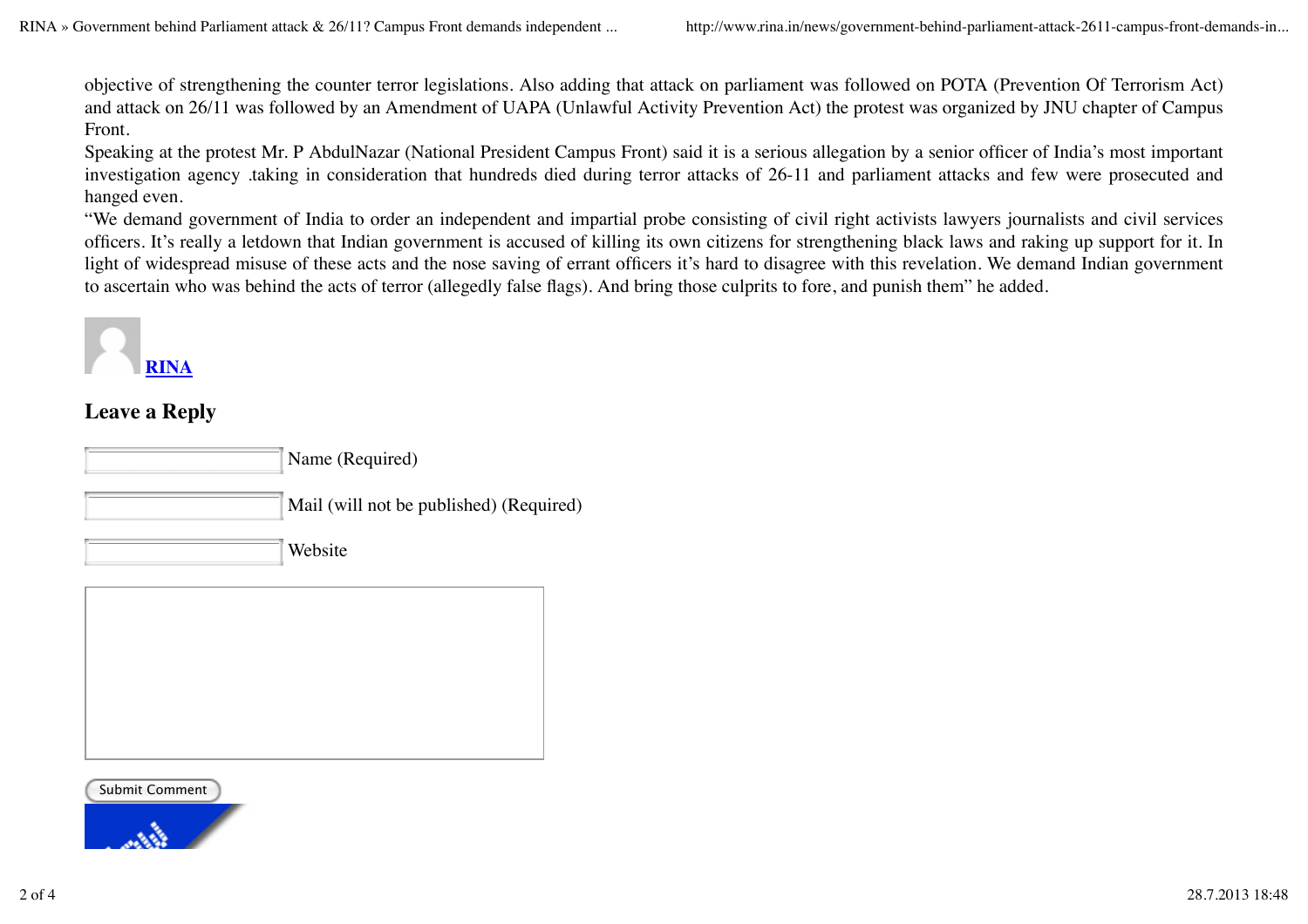objective of strengthening the counter terror legislations. Also adding that attack on parliament was followed on POTA (Prevention Of Terrorism Act) and attack on 26/11 was followed by an Amendment of UAPA (Unlawful Activity Prevention Act) the protest was organized by JNU chapter of Campus Front.

Speaking at the protest Mr. P AbdulNazar (National President Campus Front) said it is a serious allegation by a senior officer of India's most important investigation agency .taking in consideration that hundreds died during terror attacks of 26-11 and parliament attacks and few were prosecuted and hanged even.

"We demand government of India to order an independent and impartial probe consisting of civil right activists lawyers journalists and civil services officers. It's really a letdown that Indian government is accused of killing its own citizens for strengthening black laws and raking up support for it. In light of widespread misuse of these acts and the nose saving of errant officers it's hard to disagree with this revelation. We demand Indian government to ascertain who was behind the acts of terror (allegedly false flags). And bring those culprits to fore, and punish them" he added.

**RINA**

## Leave a Reply

Name (Required)

Mail (will not be published) (Required)

Website

Submit Comment